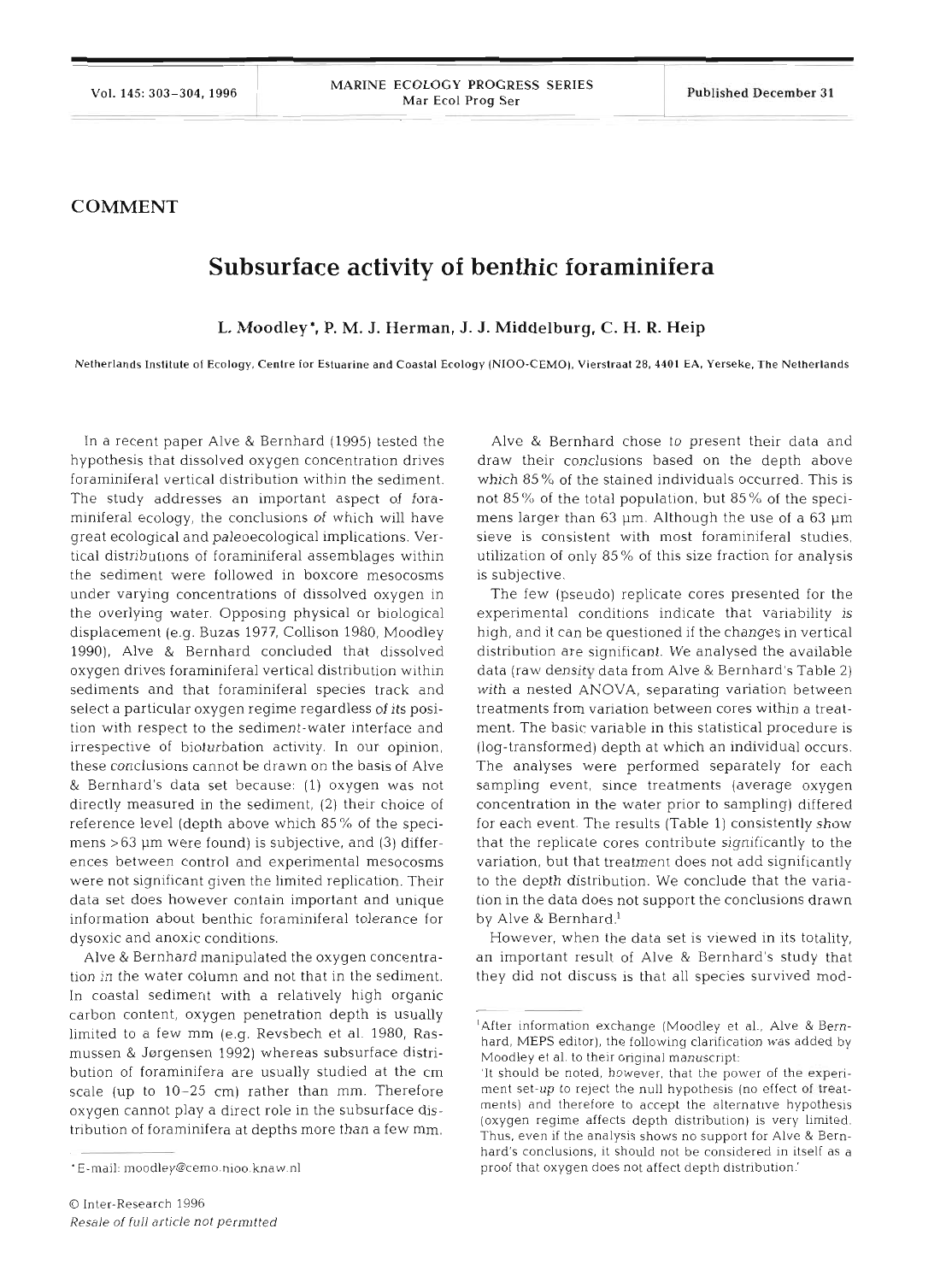**COMMENT**

# Subsurface activity of benthic foraminifera

**L. Moodley\*, P. M. J. Herman, J. J. Middelburg, C. H. R. Heip**

Netherlands Institute of Ecology, Centre for Estuarine and Coastal Ecology (NIOO-CEMO), Vierstraat 28, 4401 EA, Yerseke, The Netherlands

In a recent paper Alve & Bernhard (1995) tested the hypothesis that dissolved oxygen concentration drives foraminiferal vertical distribution within the sediment. The study addresses an important aspect of foraminiferal ecology, the conclusions of which will have great ecological and paleoecological implications. Vertical distributions of foraminiferal assemblages within the sediment were followed in boxcore mesocosms under varying concentrations of dissolved oxygen in the overlying water. Opposing physical or biological displacement (e.g. Buzas 1977, Collison 1980, Moodley 1990), Alve & Bernhard concluded that dissolved oxygen drives foraminiferal vertical distribution within sediments and that foraminiferal species track and select a particular oxygen regime regardless of its position with respect to the sediment-water interface and irrespective of bioturbation activity. In our opinion, these conclusions cannot be drawn on the basis of Alve & Bernhard's data set because: (1) oxygen was not directly measured in the sediment, (2) their choice of reference level (depth above which 85% of the specimens >63 µm were found) is subjective, and (3) differences between control and experimental mesocosms were not significant given the limited replication. Their data set does however contain important and unique information about benthic foraminiferal tolerance for dysoxic and anoxic conditions.

Alve & Bernhard manipulated the oxygen concentration in the water column and not that in the sediment. In coastal sediment with a relatively high organic carbon content, oxygen penetration depth is usually limited to a few mm (e.g. Revsbech et al. 1980, Rasmussen & Jørgensen 1992) whereas subsurface distribution of foraminifera are usually studied at the cm scale (up to 10–25 cm) rather than mm. Therefore oxygen cannot play a direct role in the subsurface distribution of foraminifera at depths more than a few mm.

Alve & Bernhard chose to present their data and draw their conclusions based on the depth above which 85% of the stained individuals occurred. This is not 85% of the total population, but 85% of the specimens larger than 63 µm. Although the use of a 63 µm sieve is consistent with most foraminiferal studies, utilization of only 85% of this size fraction for analysis is subjective.

The few (pseudo) replicate cores presented for the experimental conditions indicate that variability is high, and it can be questioned if the changes in vertical distribution are significant. We analysed the available data (raw density data from Alve & Bernhard's Table 2) with a nested ANOVA, separating variation between treatments from variation between cores within a treatment. The basic variable in this statistical procedure is (log-transformed) depth at which an individual occurs. The analyses were performed separately for each sampling event, since treatments (average oxygen concentration in the water prior to sampling) differed for each event. The results (Table 1) consistently show that the replicate cores contribute significantly to the variation, but that treatment does not add significantly to the depth distribution. We conclude that the variation in the data does not support the conclusions drawn by Alve & Bernhard.[1]

However, when the data set is viewed in its totality, an important result of Alve & Bernhard's study that they did not discuss is that all species survived mod-

\*E-mail: moodley@cemo.nioo.knaw.nl

[1]After information exchange (Moodley et al., Alve & Bernhard, MEPS editor), the following clarification was added by Moodley et al. to their original manuscript:

'It should be noted, however, that the power of the experiment set-up to reject the null hypothesis (no effect of treatments) and therefore to accept the alternative hypothesis (oxygen regime affects depth distribution) is very limited. Thus, even if the analysis shows no support for Alve & Bernhard's conclusions, it should not be considered in itself as a proof that oxygen does not affect depth distribution.'

© Inter-Research 1996
*Resale of full article not permitted*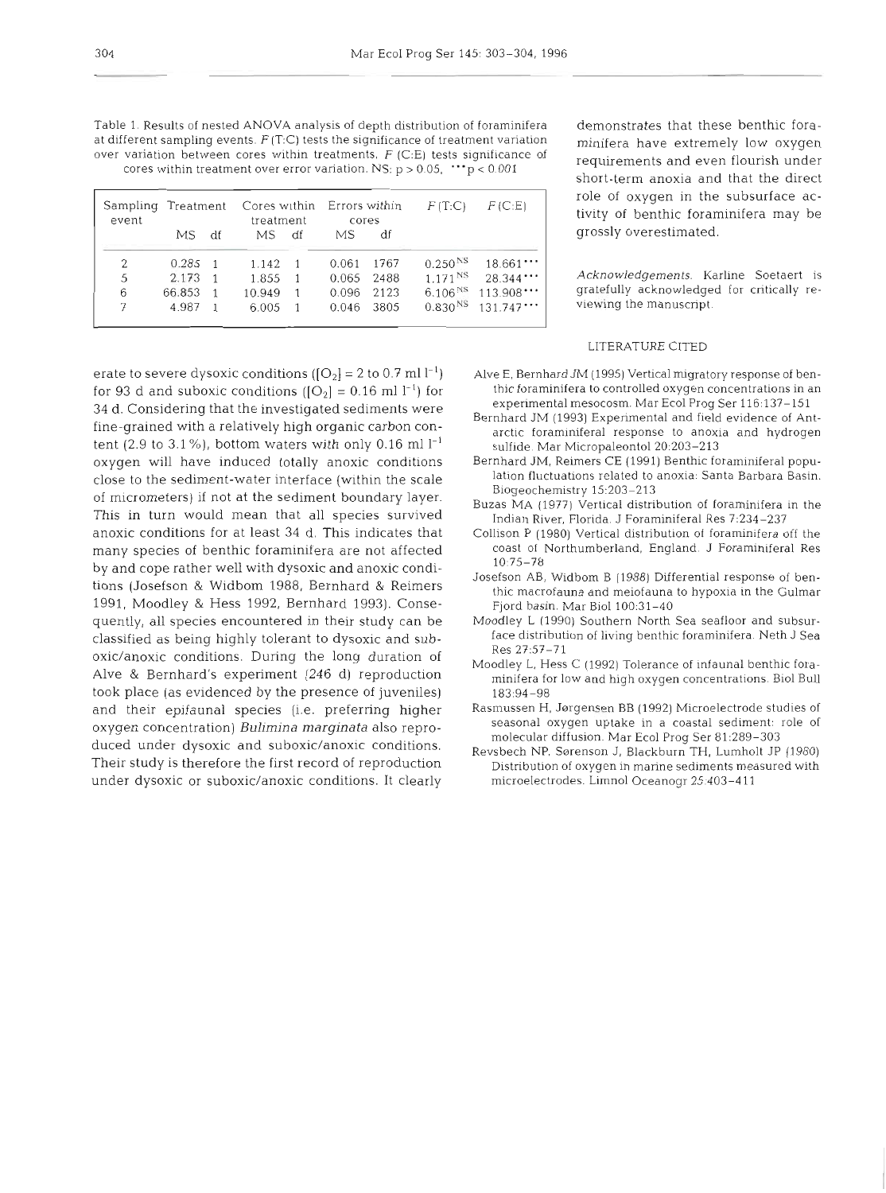Table 1. Results of nested ANOVA analysis of depth distribution of foraminifera at different sampling events. $F$ (T:C) tests the significance of treatment variation over variation between cores within treatments; $F$ (C:E) tests significance of cores within treatment over error variation. NS: $p > 0.05$, ***$p < 0.001$

| Sampling event | Treatment | | Cores within treatment | | Errors within cores | | $F$ (T:C) | $F$ (C:E) |
|---|---|---|---|---|---|---|---|---|
| | MS | df | MS | df | MS | df | | |
| 2 | 0.285 | 1 | 1.142 | 1 | 0.061 | 1767 | $0.250^{NS}$ | 18.661*** |
| 5 | 2.173 | 1 | 1.855 | 1 | 0.065 | 2488 | $1.171^{NS}$ | 28.344*** |
| 6 | 66.853 | 1 | 10.949 | 1 | 0.096 | 2123 | $6.106^{NS}$ | 113.908*** |
| 7 | 4.987 | 1 | 6.005 | 1 | 0.046 | 3805 | $0.830^{NS}$ | 131.747*** |

erate to severe dysoxic conditions ($[O_2] = 2$ to $0.7$ ml $l^{-1}$) for 93 d and suboxic conditions ($[O_2] = 0.16$ ml $l^{-1}$) for 34 d. Considering that the investigated sediments were fine-grained with a relatively high organic carbon content (2.9 to 3.1%), bottom waters with only 0.16 ml $l^{-1}$ oxygen will have induced totally anoxic conditions close to the sediment-water interface (within the scale of micrometers) if not at the sediment boundary layer. This in turn would mean that all species survived anoxic conditions for at least 34 d. This indicates that many species of benthic foraminifera are not affected by and cope rather well with dysoxic and anoxic conditions (Josefson & Widbom 1988, Bernhard & Reimers 1991, Moodley & Hess 1992, Bernhard 1993). Consequently, all species encountered in their study can be classified as being highly tolerant to dysoxic and suboxic/anoxic conditions. During the long duration of Alve & Bernhard's experiment (246 d) reproduction took place (as evidenced by the presence of juveniles) and their epifaunal species (i.e. preferring higher oxygen concentration) *Bulimina marginata* also reproduced under dysoxic and suboxic/anoxic conditions. Their study is therefore the first record of reproduction under dysoxic or suboxic/anoxic conditions. It clearly demonstrates that these benthic foraminifera have extremely low oxygen requirements and even flourish under short-term anoxia and that the direct role of oxygen in the subsurface activity of benthic foraminifera may be grossly overestimated.

*Acknowledgements.* Karline Soetaert is gratefully acknowledged for critically reviewing the manuscript.

## LITERATURE CITED

- Alve E, Bernhard JM (1995) Vertical migratory response of benthic foraminifera to controlled oxygen concentrations in an experimental mesocosm. Mar Ecol Prog Ser 116:137–151
- Bernhard JM (1993) Experimental and field evidence of Antarctic foraminiferal response to anoxia and hydrogen sulfide. Mar Micropaleontol 20:203–213
- Bernhard JM, Reimers CE (1991) Benthic foraminiferal population fluctuations related to anoxia: Santa Barbara Basin. Biogeochemistry 15:203–213
- Buzas MA (1977) Vertical distribution of foraminifera in the Indian River, Florida. J Foraminiferal Res 7:234–237
- Collison P (1980) Vertical distribution of foraminifera off the coast of Northumberland, England. J Foraminiferal Res 10:75–78
- Josefson AB, Widbom B (1988) Differential response of benthic macrofauna and meiofauna to hypoxia in the Gulmar Fjord basin. Mar Biol 100:31–40
- Moodley L (1990) Southern North Sea seafloor and subsurface distribution of living benthic foraminifera. Neth J Sea Res 27:57–71
- Moodley L, Hess C (1992) Tolerance of infaunal benthic foraminifera for low and high oxygen concentrations. Biol Bull 183:94–98
- Rasmussen H, Jørgensen BB (1992) Microelectrode studies of seasonal oxygen uptake in a coastal sediment: role of molecular diffusion. Mar Ecol Prog Ser 81:289–303
- Revsbech NP, Sørenson J, Blackburn TH, Lumholt JP (1980) Distribution of oxygen in marine sediments measured with microelectrodes. Limnol Oceanogr 25:403–411